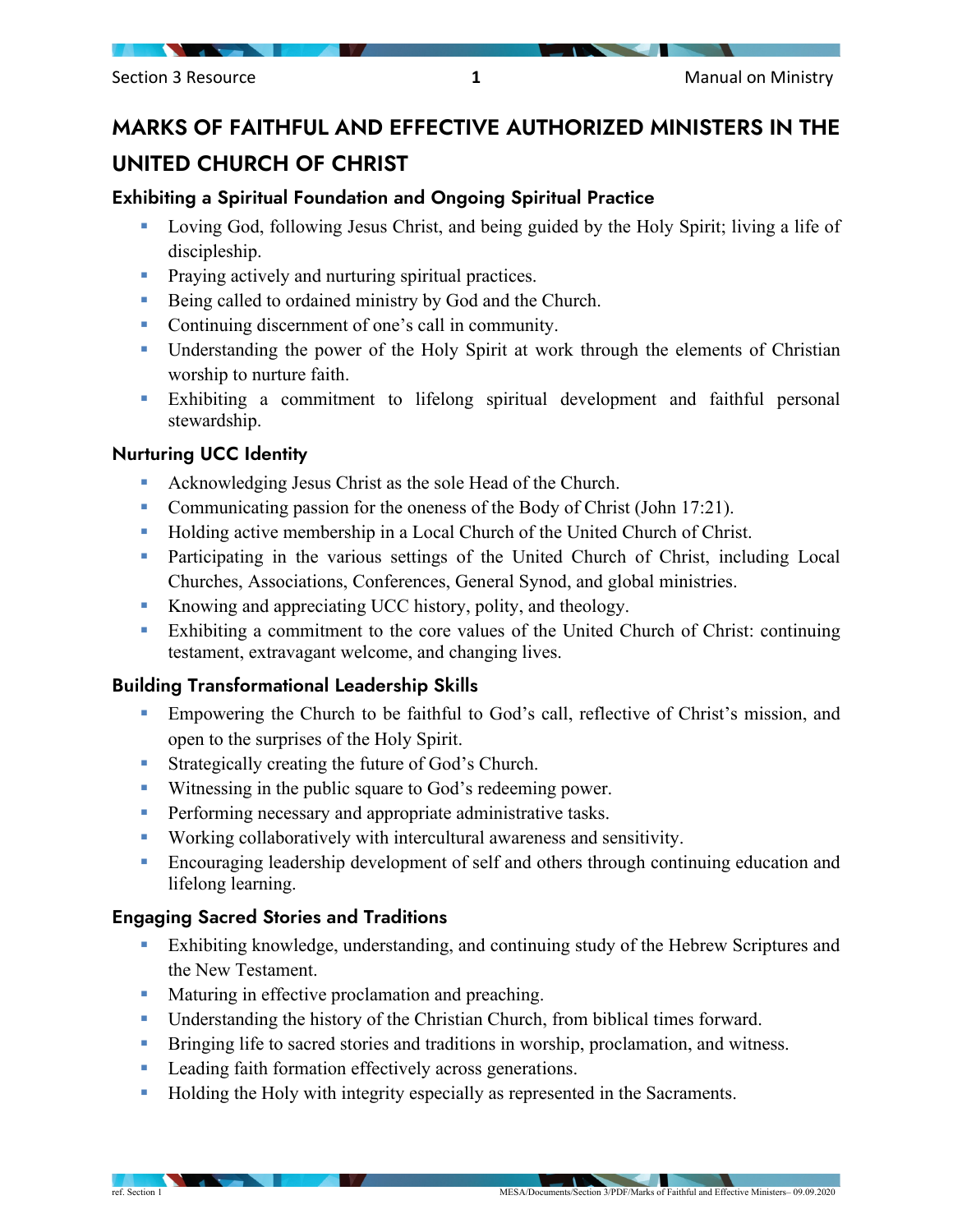# MARKS OF FAITHFUL AND EFFECTIVE AUTHORIZED MINISTERS IN THE UNITED CHURCH OF CHRIST

## Exhibiting a Spiritual Foundation and Ongoing Spiritual Practice

- Loving God, following Jesus Christ, and being guided by the Holy Spirit; living a life of discipleship.
- Praying actively and nurturing spiritual practices.
- Being called to ordained ministry by God and the Church.
- Continuing discernment of one's call in community.
- Understanding the power of the Holy Spirit at work through the elements of Christian worship to nurture faith.
- Exhibiting a commitment to lifelong spiritual development and faithful personal stewardship.

## Nurturing UCC Identity

- Acknowledging Jesus Christ as the sole Head of the Church.
- Communicating passion for the oneness of the Body of Christ (John 17:21).
- Holding active membership in a Local Church of the United Church of Christ.
- Participating in the various settings of the United Church of Christ, including Local Churches, Associations, Conferences, General Synod, and global ministries.
- Knowing and appreciating UCC history, polity, and theology.
- Exhibiting a commitment to the core values of the United Church of Christ: continuing testament, extravagant welcome, and changing lives.

## Building Transformational Leadership Skills

- Empowering the Church to be faithful to God's call, reflective of Christ's mission, and open to the surprises of the Holy Spirit.
- Strategically creating the future of God's Church.
- Witnessing in the public square to God's redeeming power.
- Performing necessary and appropriate administrative tasks.
- Working collaboratively with intercultural awareness and sensitivity.
- Encouraging leadership development of self and others through continuing education and lifelong learning.

## Engaging Sacred Stories and Traditions

- Exhibiting knowledge, understanding, and continuing study of the Hebrew Scriptures and the New Testament.
- Maturing in effective proclamation and preaching.
- Understanding the history of the Christian Church, from biblical times forward.
- Bringing life to sacred stories and traditions in worship, proclamation, and witness.
- Leading faith formation effectively across generations.
- Holding the Holy with integrity especially as represented in the Sacraments.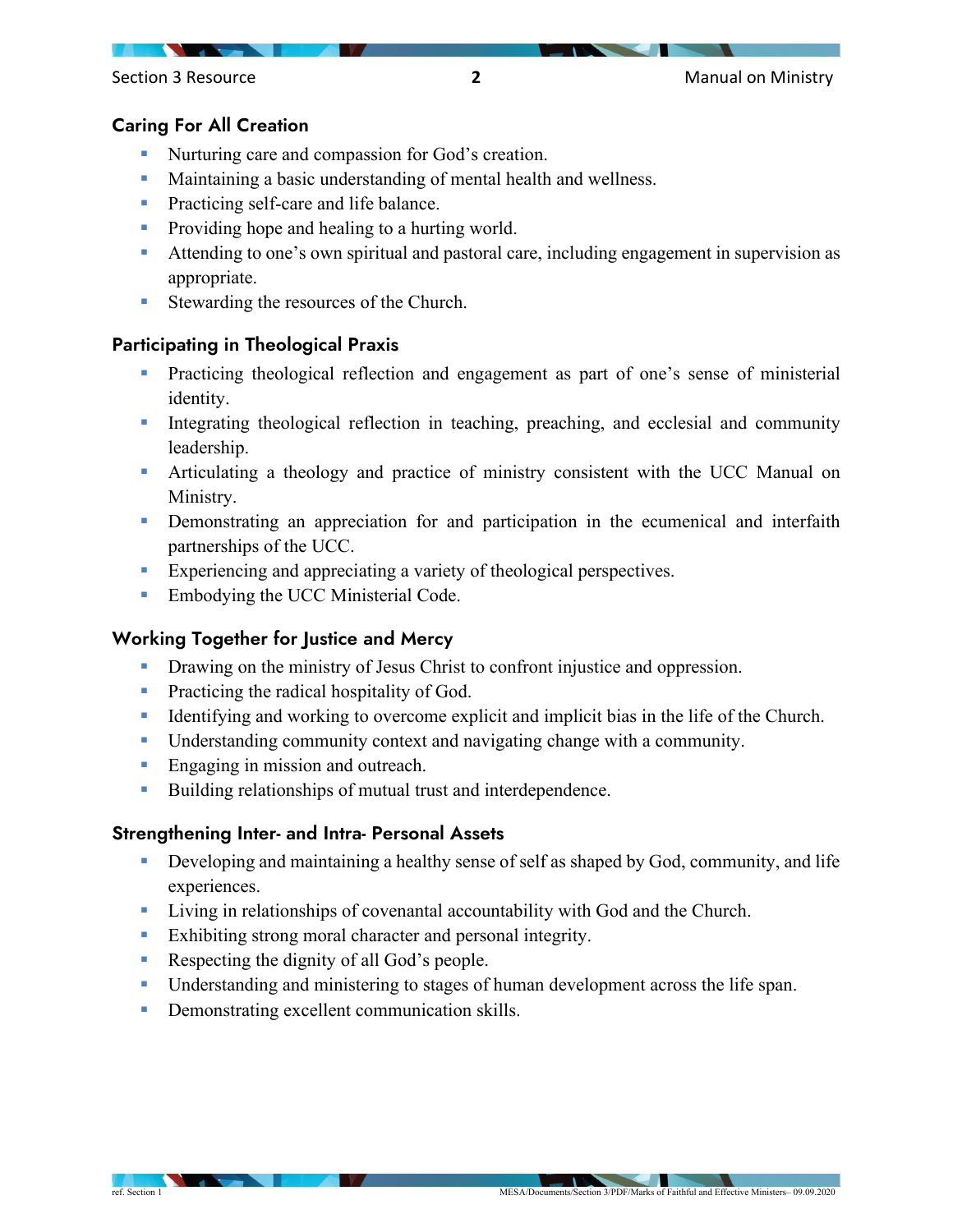### Caring For All Creation

- Nurturing care and compassion for God's creation.
- Maintaining a basic understanding of mental health and wellness.
- Practicing self-care and life balance.
- Providing hope and healing to a hurting world.
- Attending to one's own spiritual and pastoral care, including engagement in supervision as appropriate.
- Stewarding the resources of the Church.

### Participating in Theological Praxis

- Practicing theological reflection and engagement as part of one's sense of ministerial identity.
- Integrating theological reflection in teaching, preaching, and ecclesial and community leadership.
- Articulating a theology and practice of ministry consistent with the UCC Manual on Ministry.
- Demonstrating an appreciation for and participation in the ecumenical and interfaith partnerships of the UCC.
- Experiencing and appreciating a variety of theological perspectives.
- Embodying the UCC Ministerial Code.

### Working Together for Justice and Mercy

- Drawing on the ministry of Jesus Christ to confront injustice and oppression.
- Practicing the radical hospitality of God.
- Identifying and working to overcome explicit and implicit bias in the life of the Church.
- Understanding community context and navigating change with a community.
- Engaging in mission and outreach.
- Building relationships of mutual trust and interdependence.

### Strengthening Inter- and Intra- Personal Assets

- Developing and maintaining a healthy sense of self as shaped by God, community, and life experiences.
- Living in relationships of covenantal accountability with God and the Church.
- Exhibiting strong moral character and personal integrity.
- Respecting the dignity of all God's people.
- Understanding and ministering to stages of human development across the life span.
- Demonstrating excellent communication skills.